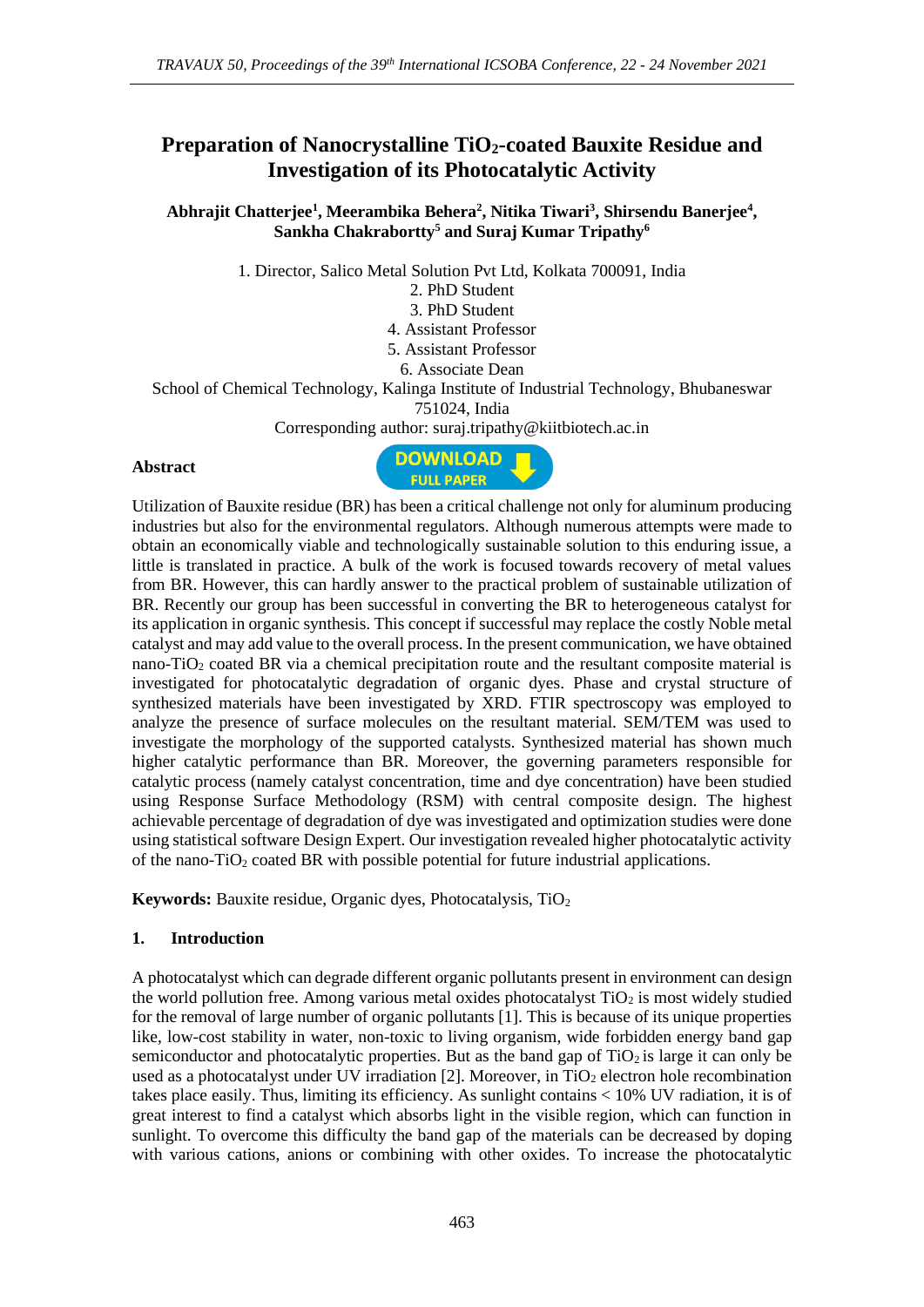# Preparation of Nanocrystalline $TiO_2$-coated Bauxite Residue and Investigation of its Photocatalytic Activity

**Abhrajit Chatterjee[1], Meerambika Behera[2], Nitika Tiwari[3], Shirsendu Banerjee[4], Sankha Chakrabortty[5] and Suraj Kumar Tripathy[6]**

1. Director, Salico Metal Solution Pvt Ltd, Kolkata 700091, India
2. PhD Student
3. PhD Student
4. Assistant Professor
5. Assistant Professor
6. Associate Dean

School of Chemical Technology, Kalinga Institute of Industrial Technology, Bhubaneswar 751024, India

Corresponding author: suraj.tripathy@kiitbiotech.ac.in

## Abstract

Utilization of Bauxite residue (BR) has been a critical challenge not only for aluminum producing industries but also for the environmental regulators. Although numerous attempts were made to obtain an economically viable and technologically sustainable solution to this enduring issue, a little is translated in practice. A bulk of the work is focused towards recovery of metal values from BR. However, this can hardly answer to the practical problem of sustainable utilization of BR. Recently our group has been successful in converting the BR to heterogeneous catalyst for its application in organic synthesis. This concept if successful may replace the costly Noble metal catalyst and may add value to the overall process. In the present communication, we have obtained nano-$TiO_2$ coated BR via a chemical precipitation route and the resultant composite material is investigated for photocatalytic degradation of organic dyes. Phase and crystal structure of synthesized materials have been investigated by XRD. FTIR spectroscopy was employed to analyze the presence of surface molecules on the resultant material. SEM/TEM was used to investigate the morphology of the supported catalysts. Synthesized material has shown much higher catalytic performance than BR. Moreover, the governing parameters responsible for catalytic process (namely catalyst concentration, time and dye concentration) have been studied using Response Surface Methodology (RSM) with central composite design. The highest achievable percentage of degradation of dye was investigated and optimization studies were done using statistical software Design Expert. Our investigation revealed higher photocatalytic activity of the nano-$TiO_2$ coated BR with possible potential for future industrial applications.

**Keywords:** Bauxite residue, Organic dyes, Photocatalysis, $TiO_2$

## 1. Introduction

A photocatalyst which can degrade different organic pollutants present in environment can design the world pollution free. Among various metal oxides photocatalyst $TiO_2$ is most widely studied for the removal of large number of organic pollutants [1]. This is because of its unique properties like, low-cost stability in water, non-toxic to living organism, wide forbidden energy band gap semiconductor and photocatalytic properties. But as the band gap of $TiO_2$ is large it can only be used as a photocatalyst under UV irradiation [2]. Moreover, in $TiO_2$ electron hole recombination takes place easily. Thus, limiting its efficiency. As sunlight contains < 10% UV radiation, it is of great interest to find a catalyst which absorbs light in the visible region, which can function in sunlight. To overcome this difficulty the band gap of the materials can be decreased by doping with various cations, anions or combining with other oxides. To increase the photocatalytic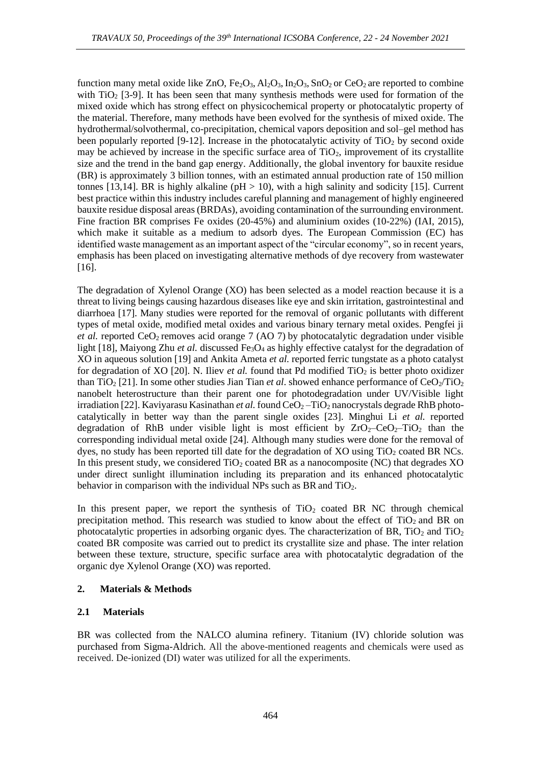function many metal oxide like $ZnO$, $Fe_2O_3$, $Al_2O_3$, $In_2O_3$, $SnO_2$ or $CeO_2$ are reported to combine with $TiO_2$ [3-9]. It has been seen that many synthesis methods were used for formation of the mixed oxide which has strong effect on physicochemical property or photocatalytic property of the material. Therefore, many methods have been evolved for the synthesis of mixed oxide. The hydrothermal/solvothermal, co-precipitation, chemical vapors deposition and sol–gel method has been popularly reported [9-12]. Increase in the photocatalytic activity of $TiO_2$ by second oxide may be achieved by increase in the specific surface area of $TiO_2$, improvement of its crystallite size and the trend in the band gap energy. Additionally, the global inventory for bauxite residue (BR) is approximately 3 billion tonnes, with an estimated annual production rate of 150 million tonnes [13,14]. BR is highly alkaline (pH > 10), with a high salinity and sodicity [15]. Current best practice within this industry includes careful planning and management of highly engineered bauxite residue disposal areas (BRDAs), avoiding contamination of the surrounding environment. Fine fraction BR comprises Fe oxides (20-45%) and aluminium oxides (10-22%) (IAI, 2015), which make it suitable as a medium to adsorb dyes. The European Commission (EC) has identified waste management as an important aspect of the "circular economy", so in recent years, emphasis has been placed on investigating alternative methods of dye recovery from wastewater [16].

The degradation of Xylenol Orange (XO) has been selected as a model reaction because it is a threat to living beings causing hazardous diseases like eye and skin irritation, gastrointestinal and diarrhoea [17]. Many studies were reported for the removal of organic pollutants with different types of metal oxide, modified metal oxides and various binary ternary metal oxides. Pengfei ji *et al.* reported $CeO_2$ removes acid orange 7 (AO 7) by photocatalytic degradation under visible light [18], Maiyong Zhu *et al.* discussed $Fe_3O_4$ as highly effective catalyst for the degradation of XO in aqueous solution [19] and Ankita Ameta *et al.* reported ferric tungstate as a photo catalyst for degradation of XO [20]. N. Iliev *et al.* found that Pd modified $TiO_2$ is better photo oxidizer than $TiO_2$ [21]. In some other studies Jian Tian *et al*. showed enhance performance of $CeO_2/TiO_2$ nanobelt heterostructure than their parent one for photodegradation under UV/Visible light irradiation [22]. Kaviyarasu Kasinathan *et al.* found $CeO_2$ –$TiO_2$ nanocrystals degrade RhB photo-catalytically in better way than the parent single oxides [23]. Minghui Li *et al.* reported degradation of RhB under visible light is most efficient by $ZrO_2$–$CeO_2$–$TiO_2$ than the corresponding individual metal oxide [24]. Although many studies were done for the removal of dyes, no study has been reported till date for the degradation of XO using $TiO_2$ coated BR NCs. In this present study, we considered $TiO_2$ coated BR as a nanocomposite (NC) that degrades XO under direct sunlight illumination including its preparation and its enhanced photocatalytic behavior in comparison with the individual NPs such as BR and $TiO_2$.

In this present paper, we report the synthesis of $TiO_2$ coated BR NC through chemical precipitation method. This research was studied to know about the effect of $TiO_2$ and BR on photocatalytic properties in adsorbing organic dyes. The characterization of BR, $TiO_2$ and $TiO_2$ coated BR composite was carried out to predict its crystallite size and phase. The inter relation between these texture, structure, specific surface area with photocatalytic degradation of the organic dye Xylenol Orange (XO) was reported.

## 2. Materials & Methods

### 2.1 Materials

BR was collected from the NALCO alumina refinery. Titanium (IV) chloride solution was purchased from Sigma-Aldrich. All the above-mentioned reagents and chemicals were used as received. De-ionized (DI) water was utilized for all the experiments.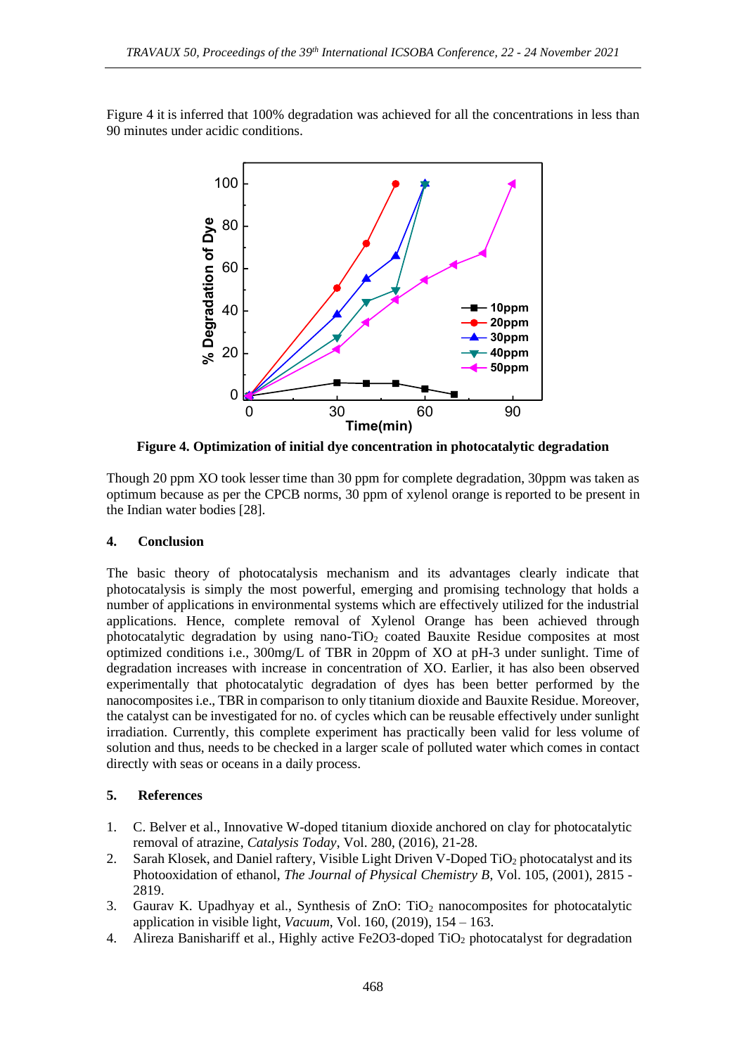Figure 4 it is inferred that 100% degradation was achieved for all the concentrations in less than 90 minutes under acidic conditions.

**Figure 4. Optimization of initial dye concentration in photocatalytic degradation**

Though 20 ppm XO took lesser time than 30 ppm for complete degradation, 30ppm was taken as optimum because as per the CPCB norms, 30 ppm of xylenol orange is reported to be present in the Indian water bodies [28].

## 4. Conclusion

The basic theory of photocatalysis mechanism and its advantages clearly indicate that photocatalysis is simply the most powerful, emerging and promising technology that holds a number of applications in environmental systems which are effectively utilized for the industrial applications. Hence, complete removal of Xylenol Orange has been achieved through photocatalytic degradation by using nano-$TiO_2$ coated Bauxite Residue composites at most optimized conditions i.e., 300mg/L of TBR in 20ppm of XO at pH-3 under sunlight. Time of degradation increases with increase in concentration of XO. Earlier, it has also been observed experimentally that photocatalytic degradation of dyes has been better performed by the nanocomposites i.e., TBR in comparison to only titanium dioxide and Bauxite Residue. Moreover, the catalyst can be investigated for no. of cycles which can be reusable effectively under sunlight irradiation. Currently, this complete experiment has practically been valid for less volume of solution and thus, needs to be checked in a larger scale of polluted water which comes in contact directly with seas or oceans in a daily process.

## 5. References

1. C. Belver et al., Innovative W-doped titanium dioxide anchored on clay for photocatalytic removal of atrazine, *Catalysis Today*, Vol. 280, (2016), 21-28.
2. Sarah Klosek, and Daniel raftery, Visible Light Driven V-Doped $TiO_2$ photocatalyst and its Photooxidation of ethanol, *The Journal of Physical Chemistry B*, Vol. 105, (2001), 2815 - 2819.
3. Gaurav K. Upadhyay et al., Synthesis of ZnO: $TiO_2$ nanocomposites for photocatalytic application in visible light, *Vacuum*, Vol. 160, (2019), 154 – 163.
4. Alireza Banishariff et al., Highly active Fe2O3-doped $TiO_2$ photocatalyst for degradation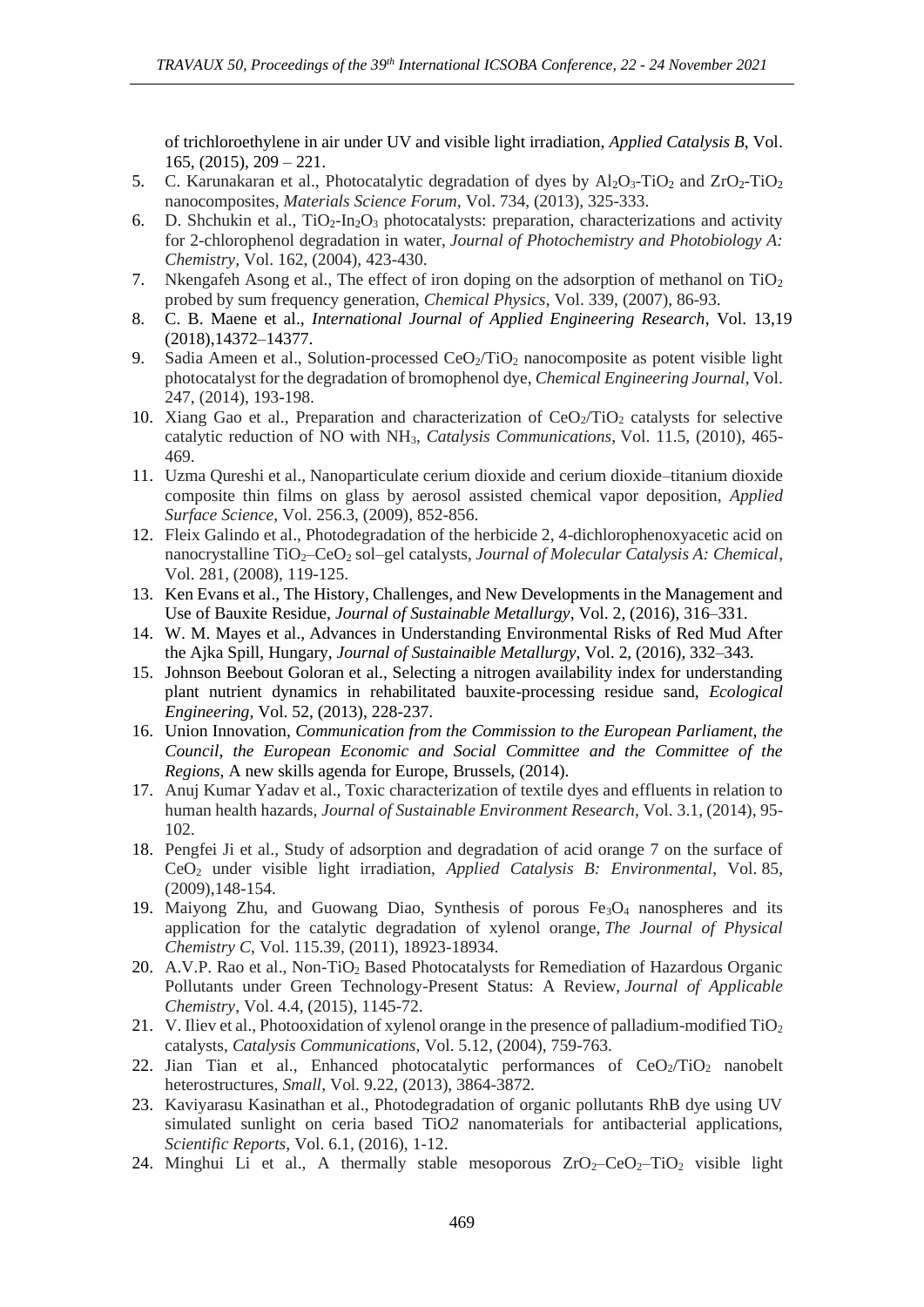of trichloroethylene in air under UV and visible light irradiation, *Applied Catalysis B*, Vol. 165, (2015), 209 – 221.

5. C. Karunakaran et al., Photocatalytic degradation of dyes by $Al_2O_3$-$TiO_2$ and $ZrO_2$-$TiO_2$ nanocomposites, *Materials Science Forum*, Vol. 734, (2013), 325-333.
6. D. Shchukin et al., $TiO_2$-$In_2O_3$ photocatalysts: preparation, characterizations and activity for 2-chlorophenol degradation in water, *Journal of Photochemistry and Photobiology A: Chemistry*, Vol. 162, (2004), 423-430.
7. Nkengafeh Asong et al., The effect of iron doping on the adsorption of methanol on $TiO_2$ probed by sum frequency generation, *Chemical Physics*, Vol. 339, (2007), 86-93.
8. C. B. Maene et al., *International Journal of Applied Engineering Research*, Vol. 13,19 (2018),14372–14377.
9. Sadia Ameen et al., Solution-processed $CeO_2$/$TiO_2$ nanocomposite as potent visible light photocatalyst for the degradation of bromophenol dye, *Chemical Engineering Journal*, Vol. 247, (2014), 193-198.
10. Xiang Gao et al., Preparation and characterization of $CeO_2$/$TiO_2$ catalysts for selective catalytic reduction of NO with $NH_3$, *Catalysis Communications*, Vol. 11.5, (2010), 465-469.
11. Uzma Qureshi et al., Nanoparticulate cerium dioxide and cerium dioxide–titanium dioxide composite thin films on glass by aerosol assisted chemical vapor deposition, *Applied Surface Science*, Vol. 256.3, (2009), 852-856.
12. Fleix Galindo et al., Photodegradation of the herbicide 2, 4-dichlorophenoxyacetic acid on nanocrystalline $TiO_2$–$CeO_2$ sol–gel catalysts, *Journal of Molecular Catalysis A: Chemical*, Vol. 281, (2008), 119-125.
13. Ken Evans et al., The History, Challenges, and New Developments in the Management and Use of Bauxite Residue, *Journal of Sustainable Metallurgy*, Vol. 2, (2016), 316–331.
14. W. M. Mayes et al., Advances in Understanding Environmental Risks of Red Mud After the Ajka Spill, Hungary, *Journal of Sustainaible Metallurgy*, Vol. 2, (2016), 332–343.
15. Johnson Beebout Goloran et al., Selecting a nitrogen availability index for understanding plant nutrient dynamics in rehabilitated bauxite-processing residue sand, *Ecological Engineering*, Vol. 52, (2013), 228-237.
16. Union Innovation, *Communication from the Commission to the European Parliament, the Council, the European Economic and Social Committee and the Committee of the Regions*, A new skills agenda for Europe, Brussels, (2014).
17. Anuj Kumar Yadav et al., Toxic characterization of textile dyes and effluents in relation to human health hazards, *Journal of Sustainable Environment Research*, Vol. 3.1, (2014), 95-102.
18. Pengfei Ji et al., Study of adsorption and degradation of acid orange 7 on the surface of $CeO_2$ under visible light irradiation, *Applied Catalysis B: Environmental*, Vol. 85, (2009),148-154.
19. Maiyong Zhu, and Guowang Diao, Synthesis of porous $Fe_3O_4$ nanospheres and its application for the catalytic degradation of xylenol orange, *The Journal of Physical Chemistry C*, Vol. 115.39, (2011), 18923-18934.
20. A.V.P. Rao et al., Non-$TiO_2$ Based Photocatalysts for Remediation of Hazardous Organic Pollutants under Green Technology-Present Status: A Review, *Journal of Applicable Chemistry*, Vol. 4.4, (2015), 1145-72.
21. V. Iliev et al., Photooxidation of xylenol orange in the presence of palladium-modified $TiO_2$ catalysts, *Catalysis Communications*, Vol. 5.12, (2004), 759-763.
22. Jian Tian et al., Enhanced photocatalytic performances of $CeO_2$/$TiO_2$ nanobelt heterostructures, *Small*, Vol. 9.22, (2013), 3864-3872.
23. Kaviyarasu Kasinathan et al., Photodegradation of organic pollutants RhB dye using UV simulated sunlight on ceria based $TiO_2$ nanomaterials for antibacterial applications, *Scientific Reports*, Vol. 6.1, (2016), 1-12.
24. Minghui Li et al., A thermally stable mesoporous $ZrO_2$–$CeO_2$–$TiO_2$ visible light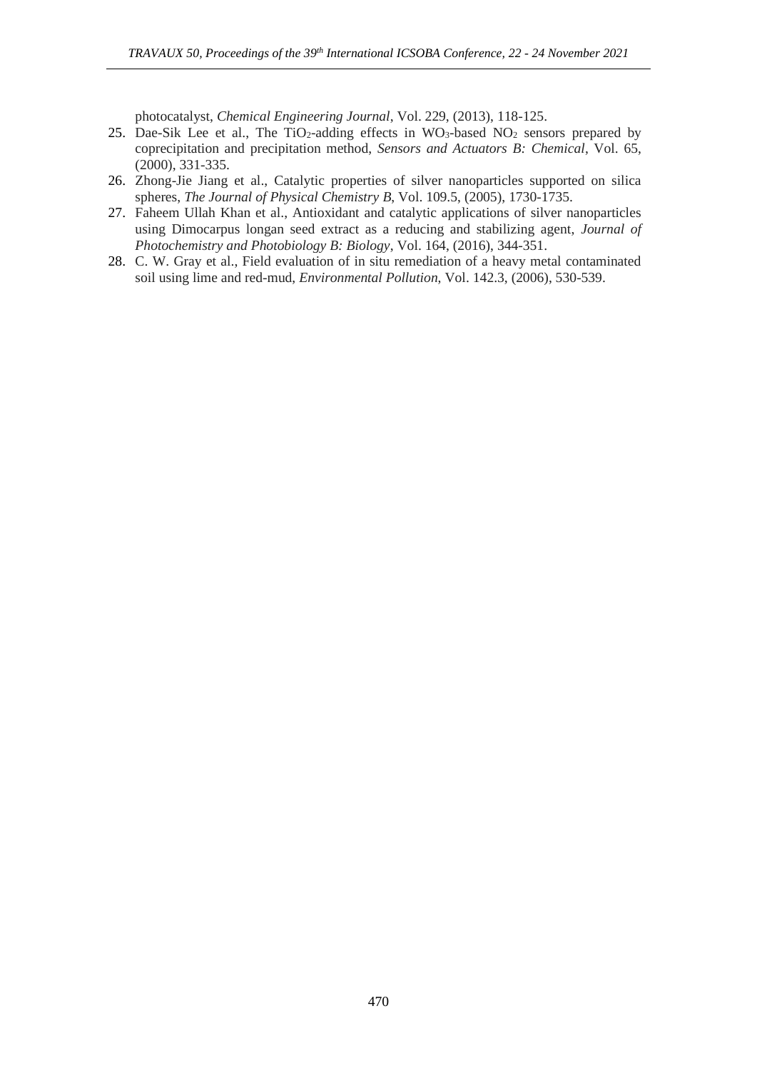photocatalyst, *Chemical Engineering Journal*, Vol. 229, (2013), 118-125.

25. Dae-Sik Lee et al., The $TiO_2$-adding effects in $WO_3$-based $NO_2$ sensors prepared by coprecipitation and precipitation method, *Sensors and Actuators B: Chemical*, Vol. 65, (2000), 331-335.
26. Zhong-Jie Jiang et al., Catalytic properties of silver nanoparticles supported on silica spheres, *The Journal of Physical Chemistry B*, Vol. 109.5, (2005), 1730-1735.
27. Faheem Ullah Khan et al., Antioxidant and catalytic applications of silver nanoparticles using Dimocarpus longan seed extract as a reducing and stabilizing agent, *Journal of Photochemistry and Photobiology B: Biology*, Vol. 164, (2016), 344-351.
28. C. W. Gray et al., Field evaluation of in situ remediation of a heavy metal contaminated soil using lime and red-mud, *Environmental Pollution*, Vol. 142.3, (2006), 530-539.